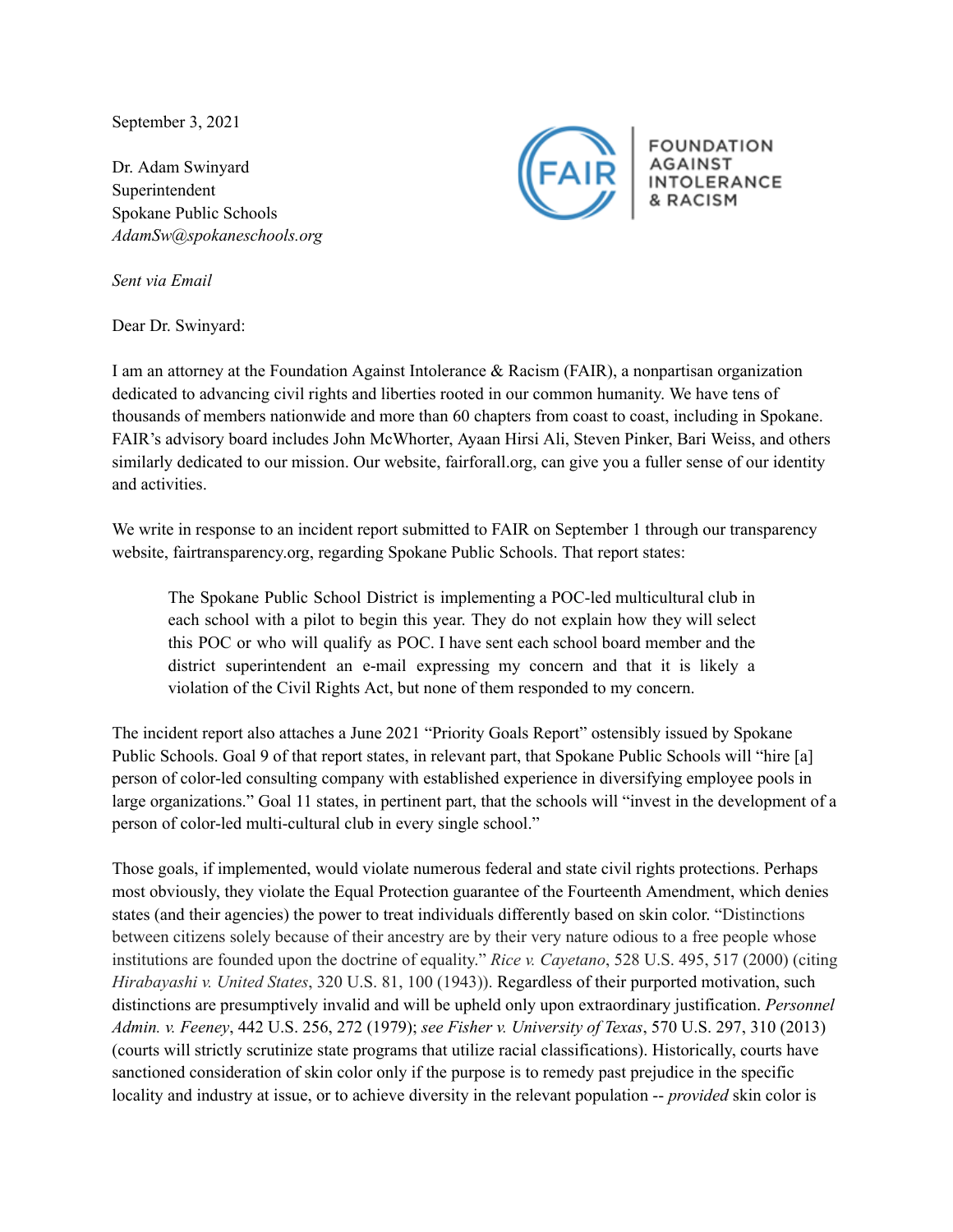September 3, 2021

Dr. Adam Swinyard
Superintendent
Spokane Public Schools
*AdamSw@spokaneschools.org*

FOUNDATION AGAINST INTOLERANCE & RACISM

*Sent via Email*

Dear Dr. Swinyard:

I am an attorney at the Foundation Against Intolerance & Racism (FAIR), a nonpartisan organization dedicated to advancing civil rights and liberties rooted in our common humanity. We have tens of thousands of members nationwide and more than 60 chapters from coast to coast, including in Spokane. FAIR's advisory board includes John McWhorter, Ayaan Hirsi Ali, Steven Pinker, Bari Weiss, and others similarly dedicated to our mission. Our website, fairforall.org, can give you a fuller sense of our identity and activities.

We write in response to an incident report submitted to FAIR on September 1 through our transparency website, fairtransparency.org, regarding Spokane Public Schools. That report states:

> The Spokane Public School District is implementing a POC-led multicultural club in each school with a pilot to begin this year. They do not explain how they will select this POC or who will qualify as POC. I have sent each school board member and the district superintendent an e-mail expressing my concern and that it is likely a violation of the Civil Rights Act, but none of them responded to my concern.

The incident report also attaches a June 2021 "Priority Goals Report" ostensibly issued by Spokane Public Schools. Goal 9 of that report states, in relevant part, that Spokane Public Schools will "hire [a] person of color-led consulting company with established experience in diversifying employee pools in large organizations." Goal 11 states, in pertinent part, that the schools will "invest in the development of a person of color-led multi-cultural club in every single school."

Those goals, if implemented, would violate numerous federal and state civil rights protections. Perhaps most obviously, they violate the Equal Protection guarantee of the Fourteenth Amendment, which denies states (and their agencies) the power to treat individuals differently based on skin color. "Distinctions between citizens solely because of their ancestry are by their very nature odious to a free people whose institutions are founded upon the doctrine of equality." *Rice v. Cayetano*, 528 U.S. 495, 517 (2000) (citing *Hirabayashi v. United States*, 320 U.S. 81, 100 (1943)). Regardless of their purported motivation, such distinctions are presumptively invalid and will be upheld only upon extraordinary justification. *Personnel Admin. v. Feeney*, 442 U.S. 256, 272 (1979); *see Fisher v. University of Texas*, 570 U.S. 297, 310 (2013) (courts will strictly scrutinize state programs that utilize racial classifications). Historically, courts have sanctioned consideration of skin color only if the purpose is to remedy past prejudice in the specific locality and industry at issue, or to achieve diversity in the relevant population -- *provided* skin color is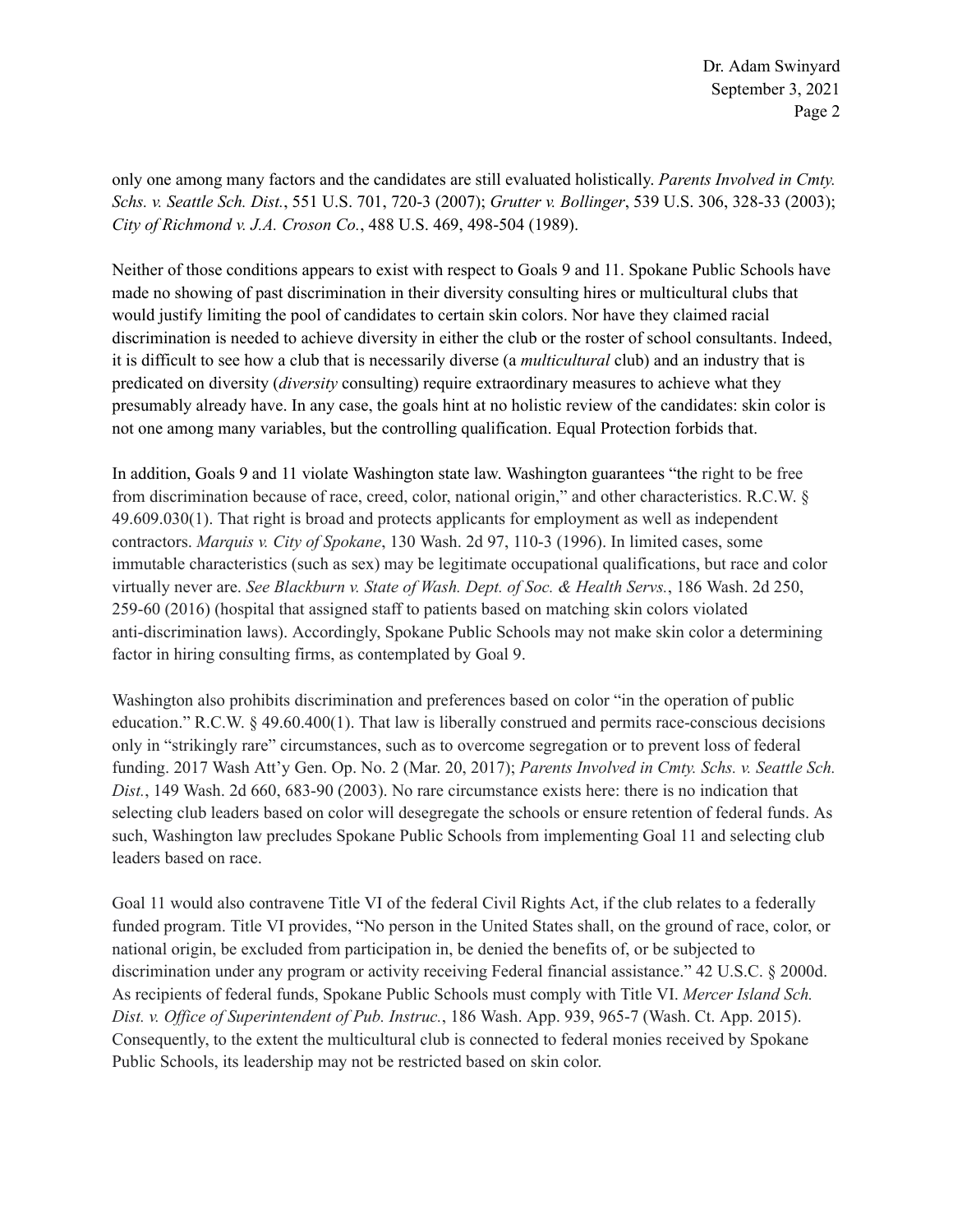only one among many factors and the candidates are still evaluated holistically. *Parents Involved in Cmty. Schs. v. Seattle Sch. Dist.*, 551 U.S. 701, 720-3 (2007); *Grutter v. Bollinger*, 539 U.S. 306, 328-33 (2003); *City of Richmond v. J.A. Croson Co.*, 488 U.S. 469, 498-504 (1989).

Neither of those conditions appears to exist with respect to Goals 9 and 11. Spokane Public Schools have made no showing of past discrimination in their diversity consulting hires or multicultural clubs that would justify limiting the pool of candidates to certain skin colors. Nor have they claimed racial discrimination is needed to achieve diversity in either the club or the roster of school consultants. Indeed, it is difficult to see how a club that is necessarily diverse (a *multicultural* club) and an industry that is predicated on diversity (*diversity* consulting) require extraordinary measures to achieve what they presumably already have. In any case, the goals hint at no holistic review of the candidates: skin color is not one among many variables, but the controlling qualification. Equal Protection forbids that.

In addition, Goals 9 and 11 violate Washington state law. Washington guarantees "the right to be free from discrimination because of race, creed, color, national origin," and other characteristics. R.C.W. § 49.609.030(1). That right is broad and protects applicants for employment as well as independent contractors. *Marquis v. City of Spokane*, 130 Wash. 2d 97, 110-3 (1996). In limited cases, some immutable characteristics (such as sex) may be legitimate occupational qualifications, but race and color virtually never are. *See Blackburn v. State of Wash. Dept. of Soc. & Health Servs.*, 186 Wash. 2d 250, 259-60 (2016) (hospital that assigned staff to patients based on matching skin colors violated anti-discrimination laws). Accordingly, Spokane Public Schools may not make skin color a determining factor in hiring consulting firms, as contemplated by Goal 9.

Washington also prohibits discrimination and preferences based on color "in the operation of public education." R.C.W. § 49.60.400(1). That law is liberally construed and permits race-conscious decisions only in "strikingly rare" circumstances, such as to overcome segregation or to prevent loss of federal funding. 2017 Wash Att'y Gen. Op. No. 2 (Mar. 20, 2017); *Parents Involved in Cmty. Schs. v. Seattle Sch. Dist.*, 149 Wash. 2d 660, 683-90 (2003). No rare circumstance exists here: there is no indication that selecting club leaders based on color will desegregate the schools or ensure retention of federal funds. As such, Washington law precludes Spokane Public Schools from implementing Goal 11 and selecting club leaders based on race.

Goal 11 would also contravene Title VI of the federal Civil Rights Act, if the club relates to a federally funded program. Title VI provides, "No person in the United States shall, on the ground of race, color, or national origin, be excluded from participation in, be denied the benefits of, or be subjected to discrimination under any program or activity receiving Federal financial assistance." 42 U.S.C. § 2000d. As recipients of federal funds, Spokane Public Schools must comply with Title VI. *Mercer Island Sch. Dist. v. Office of Superintendent of Pub. Instruc.*, 186 Wash. App. 939, 965-7 (Wash. Ct. App. 2015). Consequently, to the extent the multicultural club is connected to federal monies received by Spokane Public Schools, its leadership may not be restricted based on skin color.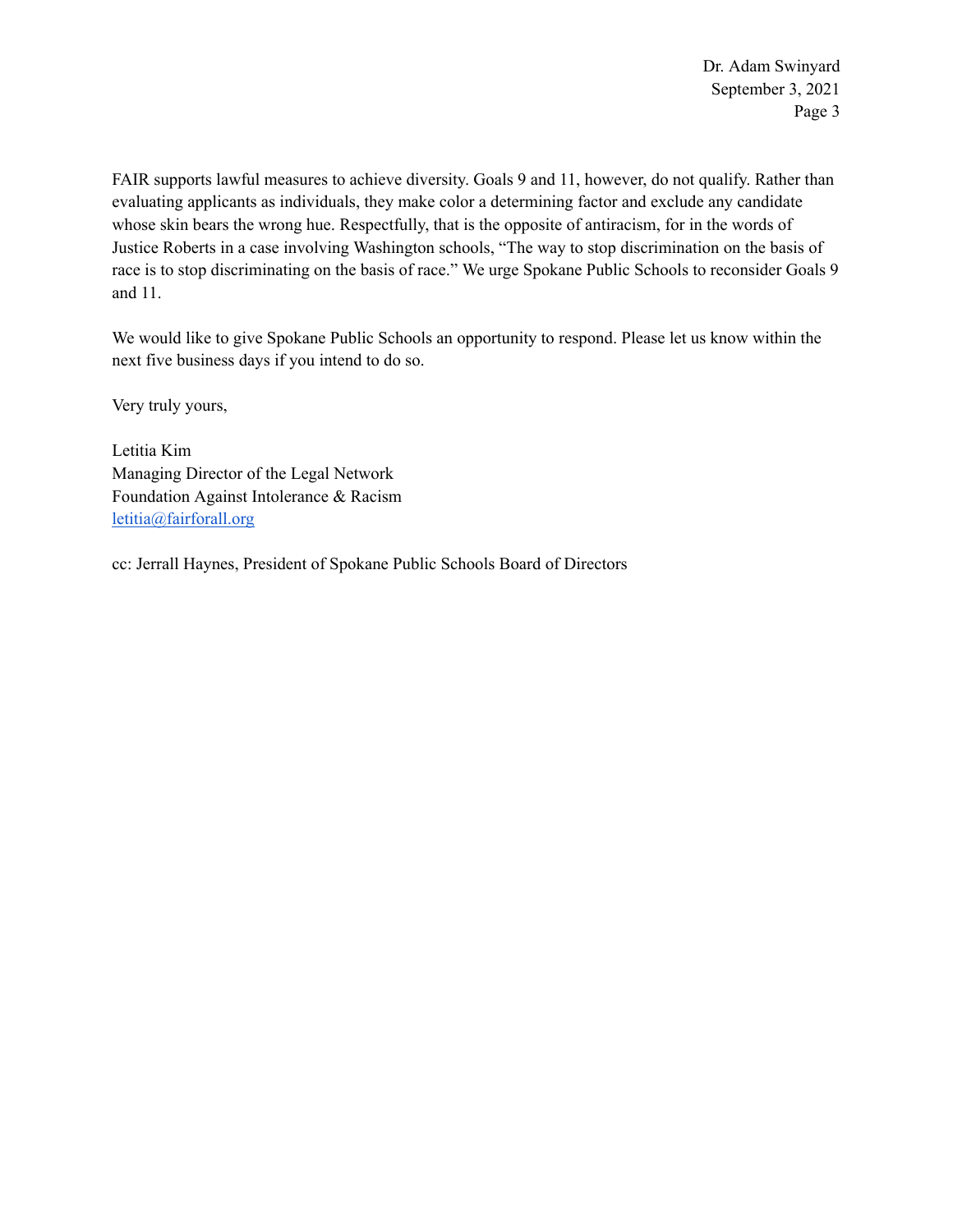FAIR supports lawful measures to achieve diversity. Goals 9 and 11, however, do not qualify. Rather than evaluating applicants as individuals, they make color a determining factor and exclude any candidate whose skin bears the wrong hue. Respectfully, that is the opposite of antiracism, for in the words of Justice Roberts in a case involving Washington schools, "The way to stop discrimination on the basis of race is to stop discriminating on the basis of race." We urge Spokane Public Schools to reconsider Goals 9 and 11.

We would like to give Spokane Public Schools an opportunity to respond. Please let us know within the next five business days if you intend to do so.

Very truly yours,

Letitia Kim
Managing Director of the Legal Network
Foundation Against Intolerance & Racism
letitia@fairforall.org

cc: Jerrall Haynes, President of Spokane Public Schools Board of Directors